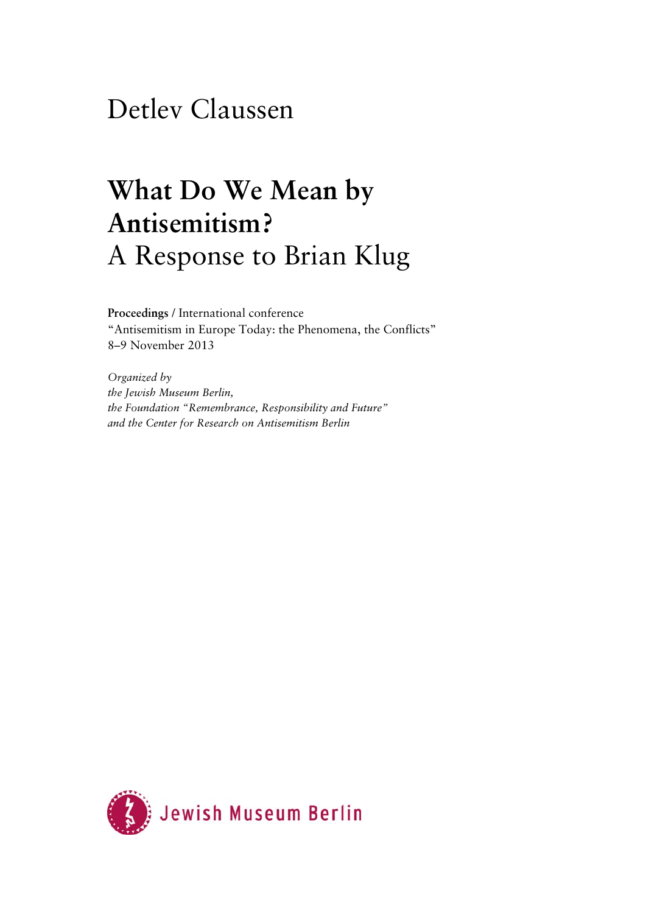Detlev Claussen

# What Do We Mean by Antisemitism?
## A Response to Brian Klug

**Proceedings** / International conference
"Antisemitism in Europe Today: the Phenomena, the Conflicts"
8–9 November 2013

*Organized by*
*the Jewish Museum Berlin,*
*the Foundation "Remembrance, Responsibility and Future"*
*and the Center for Research on Antisemitism Berlin*

Jewish Museum Berlin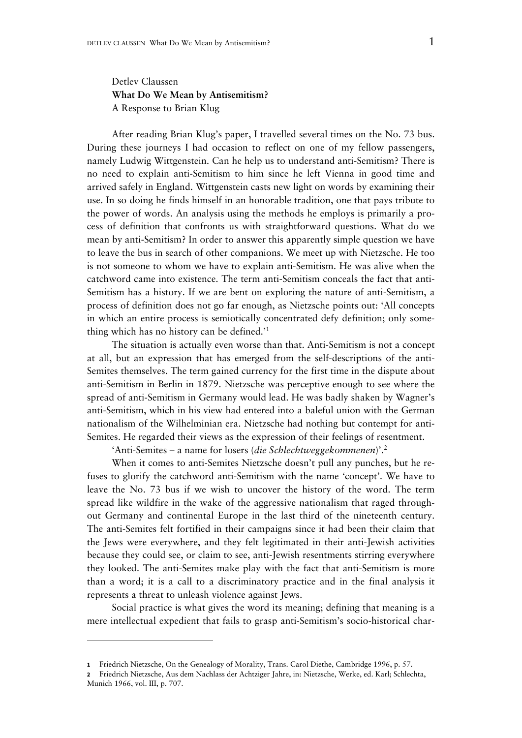Detlev Claussen

**What Do We Mean by Antisemitism?**

A Response to Brian Klug

After reading Brian Klug's paper, I travelled several times on the No. 73 bus. During these journeys I had occasion to reflect on one of my fellow passengers, namely Ludwig Wittgenstein. Can he help us to understand anti-Semitism? There is no need to explain anti-Semitism to him since he left Vienna in good time and arrived safely in England. Wittgenstein casts new light on words by examining their use. In so doing he finds himself in an honorable tradition, one that pays tribute to the power of words. An analysis using the methods he employs is primarily a process of definition that confronts us with straightforward questions. What do we mean by anti-Semitism? In order to answer this apparently simple question we have to leave the bus in search of other companions. We meet up with Nietzsche. He too is not someone to whom we have to explain anti-Semitism. He was alive when the catchword came into existence. The term anti-Semitism conceals the fact that anti-Semitism has a history. If we are bent on exploring the nature of anti-Semitism, a process of definition does not go far enough, as Nietzsche points out: 'All concepts in which an entire process is semiotically concentrated defy definition; only something which has no history can be defined.'[1]

The situation is actually even worse than that. Anti-Semitism is not a concept at all, but an expression that has emerged from the self-descriptions of the anti-Semites themselves. The term gained currency for the first time in the dispute about anti-Semitism in Berlin in 1879. Nietzsche was perceptive enough to see where the spread of anti-Semitism in Germany would lead. He was badly shaken by Wagner's anti-Semitism, which in his view had entered into a baleful union with the German nationalism of the Wilhelminian era. Nietzsche had nothing but contempt for anti-Semites. He regarded their views as the expression of their feelings of resentment.

'Anti-Semites – a name for losers (*die Schlechtweggekommenen*)'.[2]

When it comes to anti-Semites Nietzsche doesn't pull any punches, but he refuses to glorify the catchword anti-Semitism with the name 'concept'. We have to leave the No. 73 bus if we wish to uncover the history of the word. The term spread like wildfire in the wake of the aggressive nationalism that raged throughout Germany and continental Europe in the last third of the nineteenth century. The anti-Semites felt fortified in their campaigns since it had been their claim that the Jews were everywhere, and they felt legitimated in their anti-Jewish activities because they could see, or claim to see, anti-Jewish resentments stirring everywhere they looked. The anti-Semites make play with the fact that anti-Semitism is more than a word; it is a call to a discriminatory practice and in the final analysis it represents a threat to unleash violence against Jews.

Social practice is what gives the word its meaning; defining that meaning is a mere intellectual expedient that fails to grasp anti-Semitism's socio-historical char-

---

1 Friedrich Nietzsche, On the Genealogy of Morality, Trans. Carol Diethe, Cambridge 1996, p. 57.

2 Friedrich Nietzsche, Aus dem Nachlass der Achtziger Jahre, in: Nietzsche, Werke, ed. Karl; Schlechta, Munich 1966, vol. III, p. 707.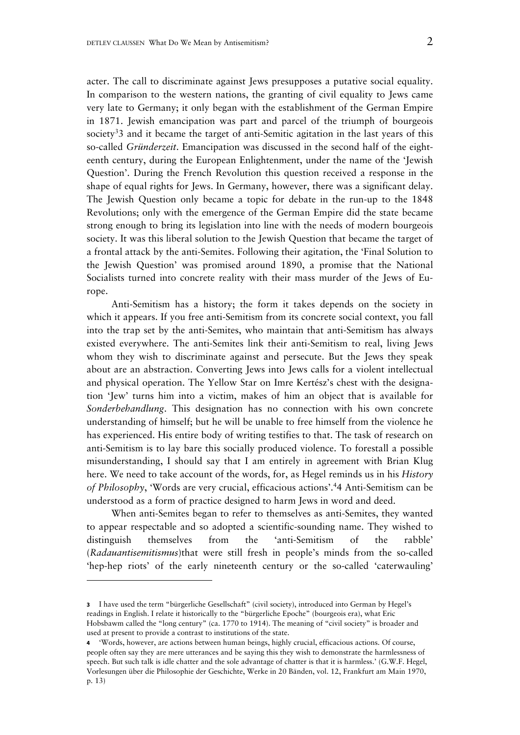acter. The call to discriminate against Jews presupposes a putative social equality. In comparison to the western nations, the granting of civil equality to Jews came very late to Germany; it only began with the establishment of the German Empire in 1871. Jewish emancipation was part and parcel of the triumph of bourgeois society[3]3 and it became the target of anti-Semitic agitation in the last years of this so-called *Gründerzeit*. Emancipation was discussed in the second half of the eighteenth century, during the European Enlightenment, under the name of the 'Jewish Question'. During the French Revolution this question received a response in the shape of equal rights for Jews. In Germany, however, there was a significant delay. The Jewish Question only became a topic for debate in the run-up to the 1848 Revolutions; only with the emergence of the German Empire did the state became strong enough to bring its legislation into line with the needs of modern bourgeois society. It was this liberal solution to the Jewish Question that became the target of a frontal attack by the anti-Semites. Following their agitation, the 'Final Solution to the Jewish Question' was promised around 1890, a promise that the National Socialists turned into concrete reality with their mass murder of the Jews of Europe.

Anti-Semitism has a history; the form it takes depends on the society in which it appears. If you free anti-Semitism from its concrete social context, you fall into the trap set by the anti-Semites, who maintain that anti-Semitism has always existed everywhere. The anti-Semites link their anti-Semitism to real, living Jews whom they wish to discriminate against and persecute. But the Jews they speak about are an abstraction. Converting Jews into Jews calls for a violent intellectual and physical operation. The Yellow Star on Imre Kertész's chest with the designation 'Jew' turns him into a victim, makes of him an object that is available for *Sonderbehandlung*. This designation has no connection with his own concrete understanding of himself; but he will be unable to free himself from the violence he has experienced. His entire body of writing testifies to that. The task of research on anti-Semitism is to lay bare this socially produced violence. To forestall a possible misunderstanding, I should say that I am entirely in agreement with Brian Klug here. We need to take account of the words, for, as Hegel reminds us in his *History of Philosophy*, 'Words are very crucial, efficacious actions'.[4]4 Anti-Semitism can be understood as a form of practice designed to harm Jews in word and deed.

When anti-Semites began to refer to themselves as anti-Semites, they wanted to appear respectable and so adopted a scientific-sounding name. They wished to distinguish themselves from the 'anti-Semitism of the rabble' (*Radauantisemitismus*)that were still fresh in people's minds from the so-called 'hep-hep riots' of the early nineteenth century or the so-called 'caterwauling'

---

**3** I have used the term "bürgerliche Gesellschaft" (civil society), introduced into German by Hegel's readings in English. I relate it historically to the "bürgerliche Epoche" (bourgeois era), what Eric Hobsbawm called the "long century" (ca. 1770 to 1914). The meaning of "civil society" is broader and used at present to provide a contrast to institutions of the state.

**4** 'Words, however, are actions between human beings, highly crucial, efficacious actions. Of course, people often say they are mere utterances and be saying this they wish to demonstrate the harmlessness of speech. But such talk is idle chatter and the sole advantage of chatter is that it is harmless.' (G.W.F. Hegel, Vorlesungen über die Philosophie der Geschichte, Werke in 20 Bänden, vol. 12, Frankfurt am Main 1970, p. 13)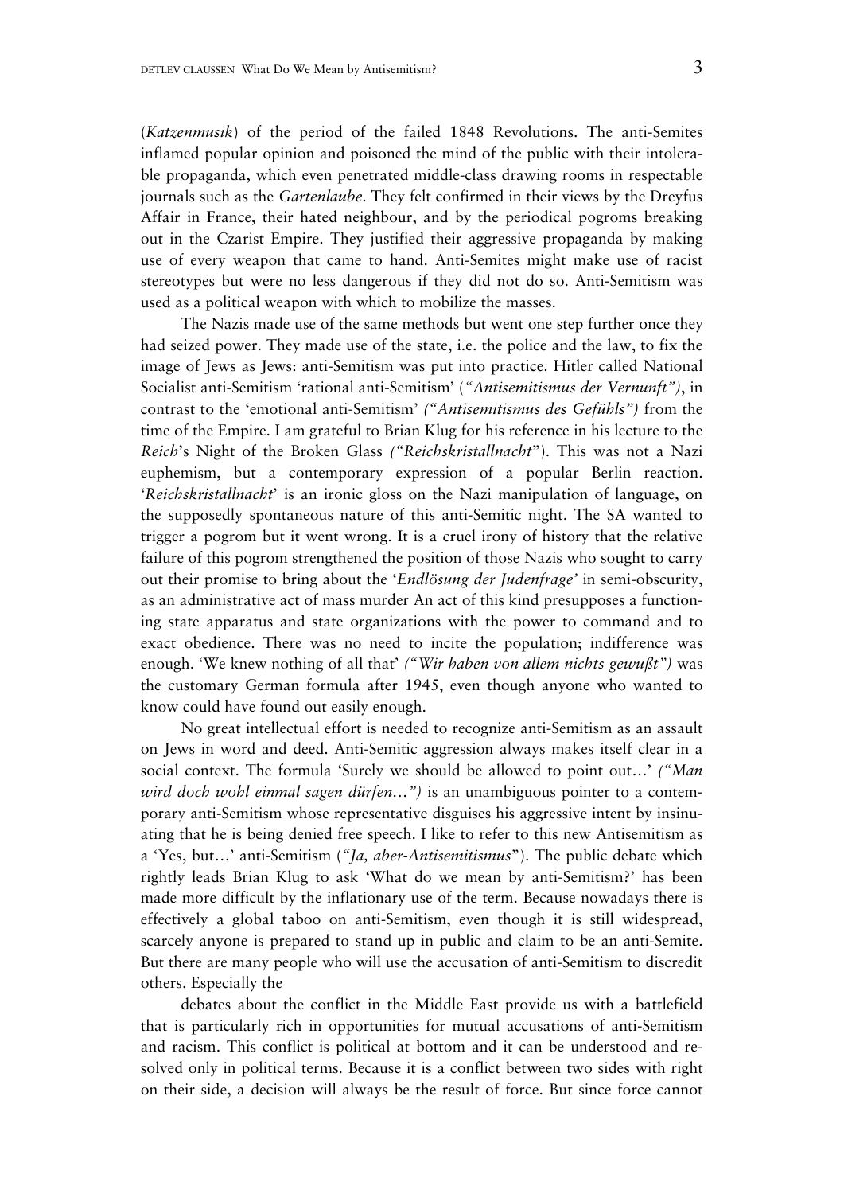(*Katzenmusik*) of the period of the failed 1848 Revolutions. The anti-Semites inflamed popular opinion and poisoned the mind of the public with their intolerable propaganda, which even penetrated middle-class drawing rooms in respectable journals such as the *Gartenlaube*. They felt confirmed in their views by the Dreyfus Affair in France, their hated neighbour, and by the periodical pogroms breaking out in the Czarist Empire. They justified their aggressive propaganda by making use of every weapon that came to hand. Anti-Semites might make use of racist stereotypes but were no less dangerous if they did not do so. Anti-Semitism was used as a political weapon with which to mobilize the masses.

The Nazis made use of the same methods but went one step further once they had seized power. They made use of the state, i.e. the police and the law, to fix the image of Jews as Jews: anti-Semitism was put into practice. Hitler called National Socialist anti-Semitism 'rational anti-Semitism' (*"Antisemitismus der Vernunft")*, in contrast to the 'emotional anti-Semitism' *("Antisemitismus des Gefühls")* from the time of the Empire. I am grateful to Brian Klug for his reference in his lecture to the *Reich*'s Night of the Broken Glass *("Reichskristallnacht*"). This was not a Nazi euphemism, but a contemporary expression of a popular Berlin reaction. '*Reichskristallnacht*' is an ironic gloss on the Nazi manipulation of language, on the supposedly spontaneous nature of this anti-Semitic night. The SA wanted to trigger a pogrom but it went wrong. It is a cruel irony of history that the relative failure of this pogrom strengthened the position of those Nazis who sought to carry out their promise to bring about the '*Endlösung der Judenfrage*' in semi-obscurity, as an administrative act of mass murder An act of this kind presupposes a functioning state apparatus and state organizations with the power to command and to exact obedience. There was no need to incite the population; indifference was enough. 'We knew nothing of all that' *("Wir haben von allem nichts gewußt")* was the customary German formula after 1945, even though anyone who wanted to know could have found out easily enough.

No great intellectual effort is needed to recognize anti-Semitism as an assault on Jews in word and deed. Anti-Semitic aggression always makes itself clear in a social context. The formula 'Surely we should be allowed to point out…' *("Man wird doch wohl einmal sagen dürfen…")* is an unambiguous pointer to a contemporary anti-Semitism whose representative disguises his aggressive intent by insinuating that he is being denied free speech. I like to refer to this new Antisemitism as a 'Yes, but…' anti-Semitism (*"Ja, aber-Antisemitismus*"). The public debate which rightly leads Brian Klug to ask 'What do we mean by anti-Semitism?' has been made more difficult by the inflationary use of the term. Because nowadays there is effectively a global taboo on anti-Semitism, even though it is still widespread, scarcely anyone is prepared to stand up in public and claim to be an anti-Semite. But there are many people who will use the accusation of anti-Semitism to discredit others. Especially the debates about the conflict in the Middle East provide us with a battlefield that is particularly rich in opportunities for mutual accusations of anti-Semitism and racism. This conflict is political at bottom and it can be understood and resolved only in political terms. Because it is a conflict between two sides with right on their side, a decision will always be the result of force. But since force cannot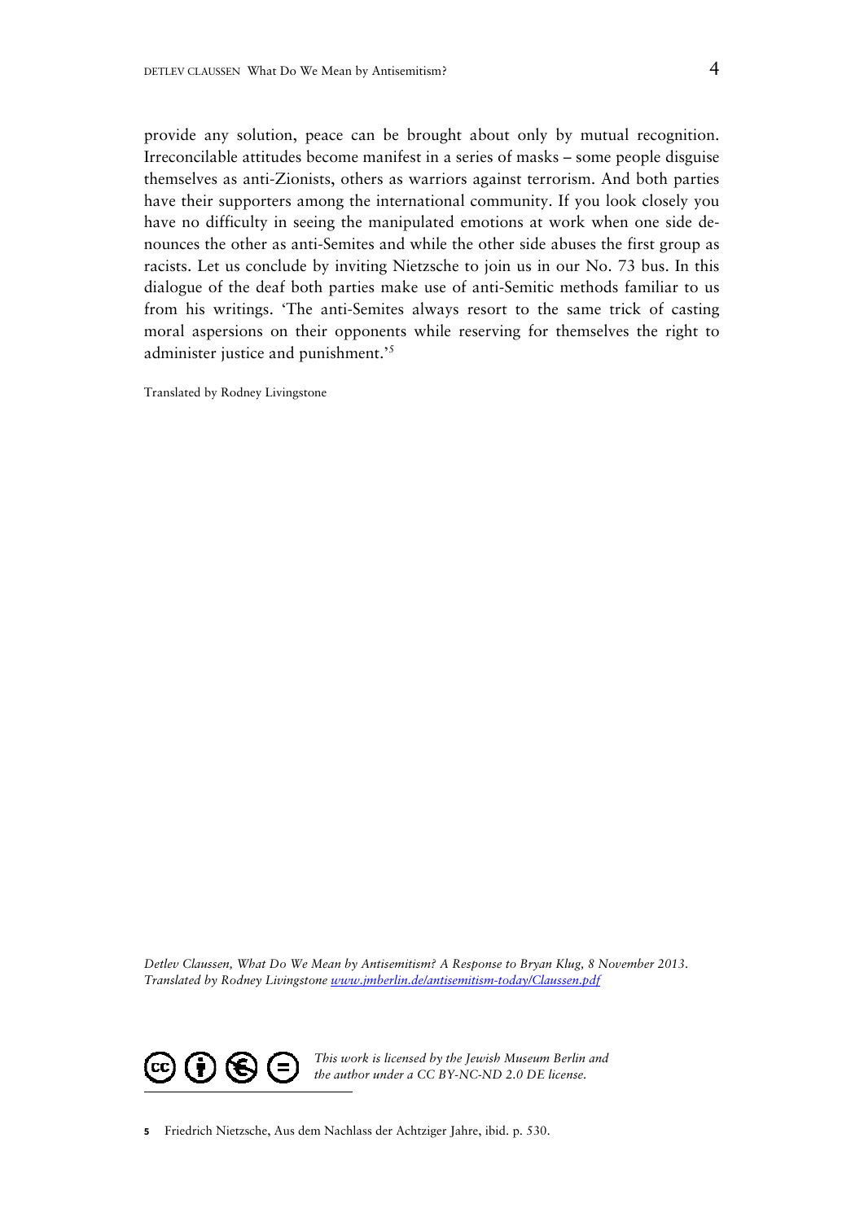provide any solution, peace can be brought about only by mutual recognition. Irreconcilable attitudes become manifest in a series of masks – some people disguise themselves as anti-Zionists, others as warriors against terrorism. And both parties have their supporters among the international community. If you look closely you have no difficulty in seeing the manipulated emotions at work when one side denounces the other as anti-Semites and while the other side abuses the first group as racists. Let us conclude by inviting Nietzsche to join us in our No. 73 bus. In this dialogue of the deaf both parties make use of anti-Semitic methods familiar to us from his writings. 'The anti-Semites always resort to the same trick of casting moral aspersions on their opponents while reserving for themselves the right to administer justice and punishment.'[5]

Translated by Rodney Livingstone

*Detlev Claussen, What Do We Mean by Antisemitism? A Response to Bryan Klug, 8 November 2013. Translated by Rodney Livingstone [www.jmberlin.de/antisemitism-today/Claussen.pdf](www.jmberlin.de/antisemitism-today/Claussen.pdf)*

*This work is licensed by the Jewish Museum Berlin and the author under a CC BY-NC-ND 2.0 DE license.*

**5** Friedrich Nietzsche, Aus dem Nachlass der Achtziger Jahre, ibid. p. 530.